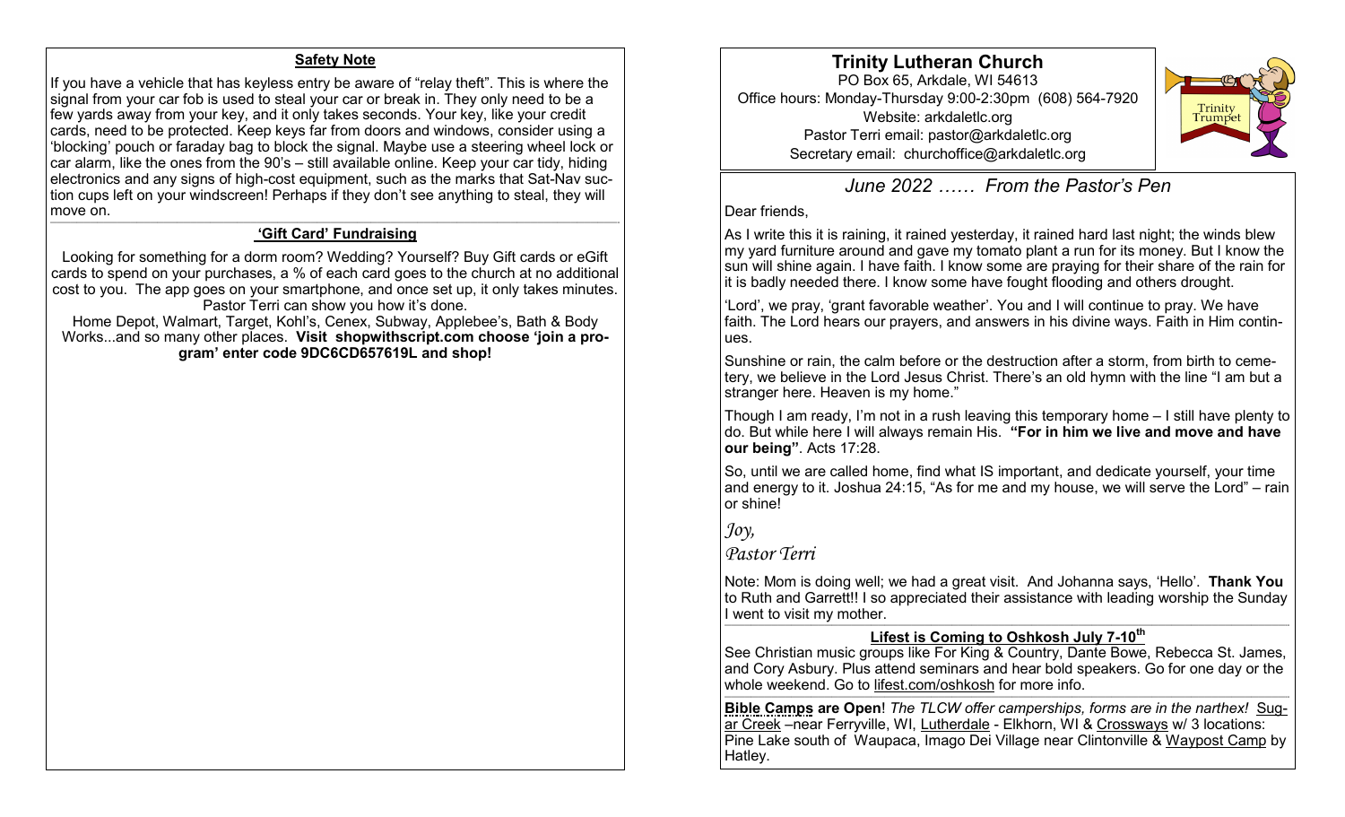## Safety Note

If you have a vehicle that has keyless entry be aware of "relay theft". This is where the signal from your car fob is used to steal your car or break in. They only need to be a few yards away from your key, and it only takes seconds. Your key, like your credit cards, need to be protected. Keep keys far from doors and windows, consider using a 'blocking' pouch or faraday bag to block the signal. Maybe use a steering wheel lock or car alarm, like the ones from the 90's – still available online. Keep your car tidy, hiding electronics and any signs of high-cost equipment, such as the marks that Sat-Nav suction cups left on your windscreen! Perhaps if they don't see anything to steal, they will move on.

## 'Gift Card' Fundraising

Looking for something for a dorm room? Wedding? Yourself? Buy Gift cards or eGift cards to spend on your purchases, a % of each card goes to the church at no additional cost to you. The app goes on your smartphone, and once set up, it only takes minutes. Pastor Terri can show you how it's done.

Home Depot, Walmart, Target, Kohl's, Cenex, Subway, Applebee's, Bath & Body Works...and so many other places. **Visit shopwithscript.com choose 'join a program' enter code 9DC6CD657619L and shop!**

# Trinity Lutheran Church

PO Box 65, Arkdale, WI 54613
Office hours: Monday-Thursday 9:00-2:30pm (608) 564-7920
Website: arkdaletlc.org
Pastor Terri email: pastor@arkdaletlc.org
Secretary email: churchoffice@arkdaletlc.org

Trinity Trumpet

## *June 2022 …… From the Pastor's Pen*

Dear friends,

As I write this it is raining, it rained yesterday, it rained hard last night; the winds blew my yard furniture around and gave my tomato plant a run for its money. But I know the sun will shine again. I have faith. I know some are praying for their share of the rain for it is badly needed there. I know some have fought flooding and others drought.

'Lord', we pray, 'grant favorable weather'. You and I will continue to pray. We have faith. The Lord hears our prayers, and answers in his divine ways. Faith in Him continues.

Sunshine or rain, the calm before or the destruction after a storm, from birth to cemetery, we believe in the Lord Jesus Christ. There's an old hymn with the line "I am but a stranger here. Heaven is my home."

Though I am ready, I'm not in a rush leaving this temporary home – I still have plenty to do. But while here I will always remain His. **"For in him we live and move and have our being"**. Acts 17:28.

So, until we are called home, find what IS important, and dedicate yourself, your time and energy to it. Joshua 24:15, "As for me and my house, we will serve the Lord" – rain or shine!

*Joy,*

*Pastor Terri*

Note: Mom is doing well; we had a great visit. And Johanna says, 'Hello'. **Thank You** to Ruth and Garrett!! I so appreciated their assistance with leading worship the Sunday I went to visit my mother.

## Lifest is Coming to Oshkosh July 7-10th

See Christian music groups like For King & Country, Dante Bowe, Rebecca St. James, and Cory Asbury. Plus attend seminars and hear bold speakers. Go for one day or the whole weekend. Go to lifest.com/oshkosh for more info.

**Bible Camps are Open**! *The TLCW offer camperships, forms are in the narthex!* Sugar Creek –near Ferryville, WI, Lutherdale - Elkhorn, WI & Crossways w/ 3 locations: Pine Lake south of Waupaca, Imago Dei Village near Clintonville & Waypost Camp by Hatley.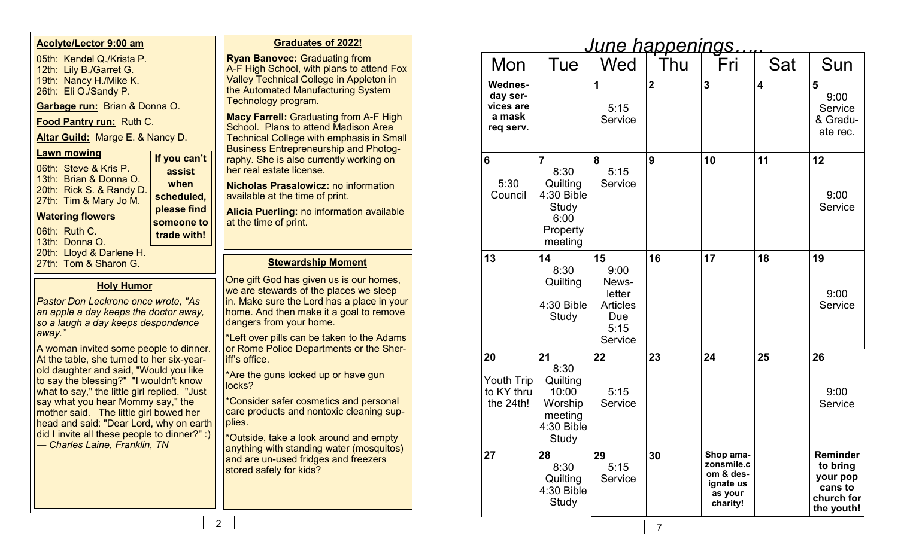## Acolyte/Lector 9:00 am

05th: Kendel Q./Krista P.
12th: Lily B./Garret G.
19th: Nancy H./Mike K.
26th: Eli O./Sandy P.

**Garbage run:** Brian & Donna O.

**Food Pantry run:** Ruth C.

**Altar Guild:** Marge E. & Nancy D.

**Lawn mowing**

06th: Steve & Kris P.
13th: Brian & Donna O.
20th: Rick S. & Randy D.
27th: Tim & Mary Jo M.

**Watering flowers**

06th: Ruth C.
13th: Donna O.
20th: Lloyd & Darlene H.
27th: Tom & Sharon G.

**If you can't assist when scheduled, please find someone to trade with!**

## Holy Humor

*Pastor Don Leckrone once wrote, "As an apple a day keeps the doctor away, so a laugh a day keeps despondence away."*

A woman invited some people to dinner. At the table, she turned to her six-year-old daughter and said, "Would you like to say the blessing?" "I wouldn't know what to say," the little girl replied. "Just say what you hear Mommy say," the mother said. The little girl bowed her head and said: "Dear Lord, why on earth did I invite all these people to dinner?" :)
*— Charles Laine, Franklin, TN*

## Graduates of 2022!

**Ryan Banovec:** Graduating from A-F High School, with plans to attend Fox Valley Technical College in Appleton in the Automated Manufacturing System Technology program.

**Macy Farrell:** Graduating from A-F High School. Plans to attend Madison Area Technical College with emphasis in Small Business Entrepreneurship and Photography. She is also currently working on her real estate license.

**Nicholas Prasalowicz:** no information available at the time of print.

**Alicia Puerling:** no information available at the time of print.

## Stewardship Moment

One gift God has given us is our homes, we are stewards of the places we sleep in. Make sure the Lord has a place in your home. And then make it a goal to remove dangers from your home.

*Left over pills can be taken to the Adams or Rome Police Departments or the Sheriff's office.

*Are the guns locked up or have gun locks?

*Consider safer cosmetics and personal care products and nontoxic cleaning supplies.

*Outside, take a look around and empty anything with standing water (mosquitos) and are un-used fridges and freezers stored safely for kids?

# *June happenings…..*

| Mon | Tue | Wed | Thu | Fri | Sat | Sun |
|---|---|---|---|---|---|---|
| **Wednesday services are a mask req serv.** | | **1** 5:15 Service | **2** | **3** | **4** | **5** 9:00 Service & Graduate rec. |
| **6** 5:30 Council | **7** 8:30 Quilting 4:30 Bible Study 6:00 Property meeting | **8** 5:15 Service | **9** | **10** | **11** | **12** 9:00 Service |
| **13** | **14** 8:30 Quilting 4:30 Bible Study | **15** 9:00 Newsletter Articles Due 5:15 Service | **16** | **17** | **18** | **19** 9:00 Service |
| **20** Youth Trip to KY thru the 24th! | **21** 8:30 Quilting 10:00 Worship meeting 4:30 Bible Study | **22** 5:15 Service | **23** | **24** | **25** | **26** 9:00 Service |
| **27** | **28** 8:30 Quilting 4:30 Bible Study | **29** 5:15 Service | **30** | **Shop amazonsmile.com & designate us as your charity!** | | **Reminder to bring your pop cans to church for the youth!** |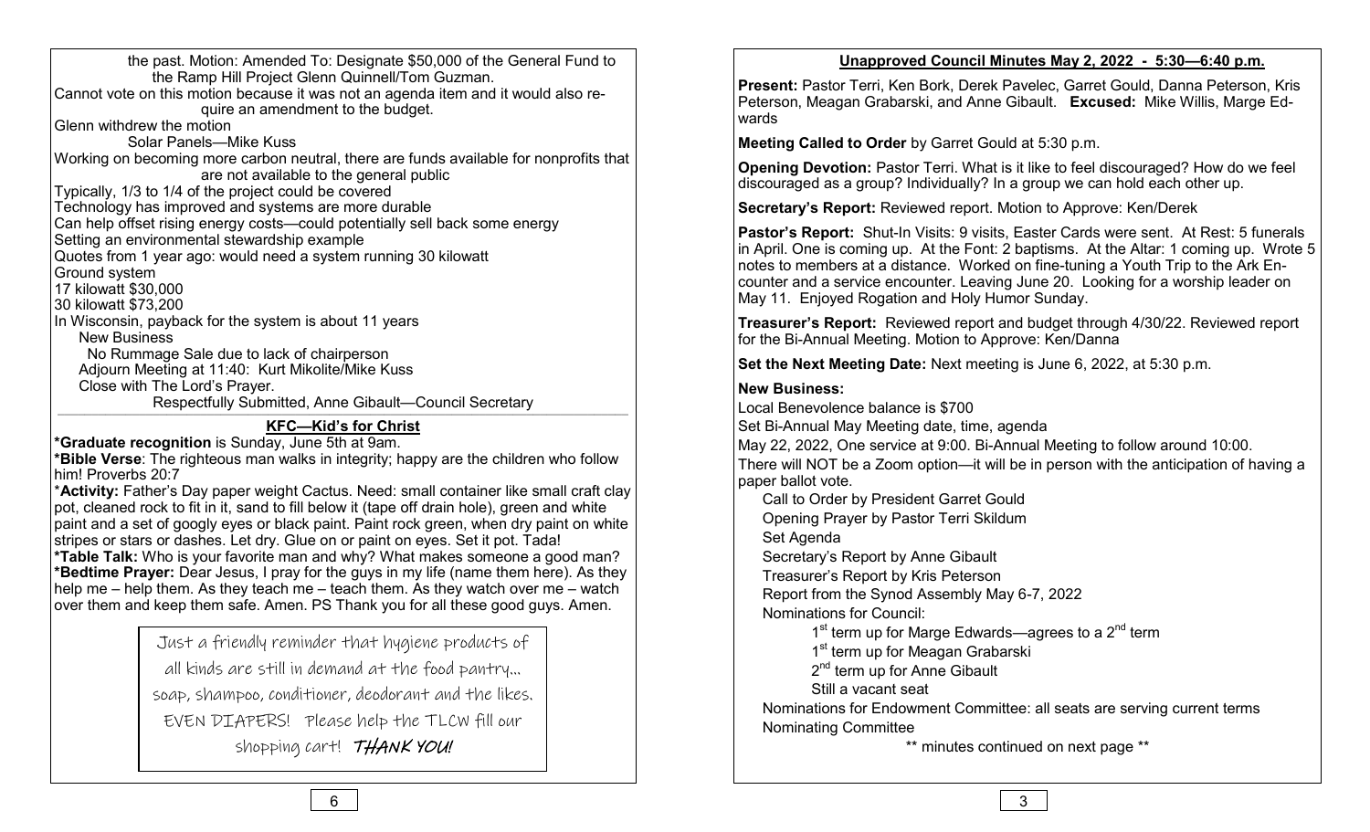the past. Motion: Amended To: Designate $50,000 of the General Fund to the Ramp Hill Project Glenn Quinnell/Tom Guzman.

Cannot vote on this motion because it was not an agenda item and it would also require an amendment to the budget.

Glenn withdrew the motion

Solar Panels—Mike Kuss

Working on becoming more carbon neutral, there are funds available for nonprofits that are not available to the general public

Typically, 1/3 to 1/4 of the project could be covered

Technology has improved and systems are more durable

Can help offset rising energy costs—could potentially sell back some energy

Setting an environmental stewardship example

Quotes from 1 year ago: would need a system running 30 kilowatt

Ground system

17 kilowatt $30,000

30 kilowatt $73,200

In Wisconsin, payback for the system is about 11 years

New Business

No Rummage Sale due to lack of chairperson

Adjourn Meeting at 11:40: Kurt Mikolite/Mike Kuss

Close with The Lord's Prayer.

Respectfully Submitted, Anne Gibault—Council Secretary

## KFC—Kid's for Christ

**\*Graduate recognition** is Sunday, June 5th at 9am.

**\*Bible Verse**: The righteous man walks in integrity; happy are the children who follow him! Proverbs 20:7

\***Activity:** Father's Day paper weight Cactus. Need: small container like small craft clay pot, cleaned rock to fit in it, sand to fill below it (tape off drain hole), green and white paint and a set of googly eyes or black paint. Paint rock green, when dry paint on white stripes or stars or dashes. Let dry. Glue on or paint on eyes. Set it pot. Tada!

**\*Table Talk:** Who is your favorite man and why? What makes someone a good man?

**\*Bedtime Prayer:** Dear Jesus, I pray for the guys in my life (name them here). As they help me – help them. As they teach me – teach them. As they watch over me – watch over them and keep them safe. Amen. PS Thank you for all these good guys. Amen.

Just a friendly reminder that hygiene products of all kinds are still in demand at the food pantry... soap, shampoo, conditioner, deodorant and the likes. EVEN DIAPERS! Please help the TLCW fill our shopping cart! *THANK YOU!*

## Unapproved Council Minutes May 2, 2022 - 5:30—6:40 p.m.

**Present:** Pastor Terri, Ken Bork, Derek Pavelec, Garret Gould, Danna Peterson, Kris Peterson, Meagan Grabarski, and Anne Gibault. **Excused:** Mike Willis, Marge Edwards

**Meeting Called to Order** by Garret Gould at 5:30 p.m.

**Opening Devotion:** Pastor Terri. What is it like to feel discouraged? How do we feel discouraged as a group? Individually? In a group we can hold each other up.

**Secretary's Report:** Reviewed report. Motion to Approve: Ken/Derek

**Pastor's Report:** Shut-In Visits: 9 visits, Easter Cards were sent. At Rest: 5 funerals in April. One is coming up. At the Font: 2 baptisms. At the Altar: 1 coming up. Wrote 5 notes to members at a distance. Worked on fine-tuning a Youth Trip to the Ark Encounter and a service encounter. Leaving June 20. Looking for a worship leader on May 11. Enjoyed Rogation and Holy Humor Sunday.

**Treasurer's Report:** Reviewed report and budget through 4/30/22. Reviewed report for the Bi-Annual Meeting. Motion to Approve: Ken/Danna

**Set the Next Meeting Date:** Next meeting is June 6, 2022, at 5:30 p.m.

**New Business:**

Local Benevolence balance is $700

Set Bi-Annual May Meeting date, time, agenda

May 22, 2022, One service at 9:00. Bi-Annual Meeting to follow around 10:00.

There will NOT be a Zoom option—it will be in person with the anticipation of having a paper ballot vote.

Call to Order by President Garret Gould

Opening Prayer by Pastor Terri Skildum

Set Agenda

Secretary's Report by Anne Gibault

Treasurer's Report by Kris Peterson

Report from the Synod Assembly May 6-7, 2022

Nominations for Council:

1st term up for Marge Edwards—agrees to a 2nd term

1st term up for Meagan Grabarski

2nd term up for Anne Gibault

Still a vacant seat

Nominations for Endowment Committee: all seats are serving current terms

Nominating Committee

\*\* minutes continued on next page \*\*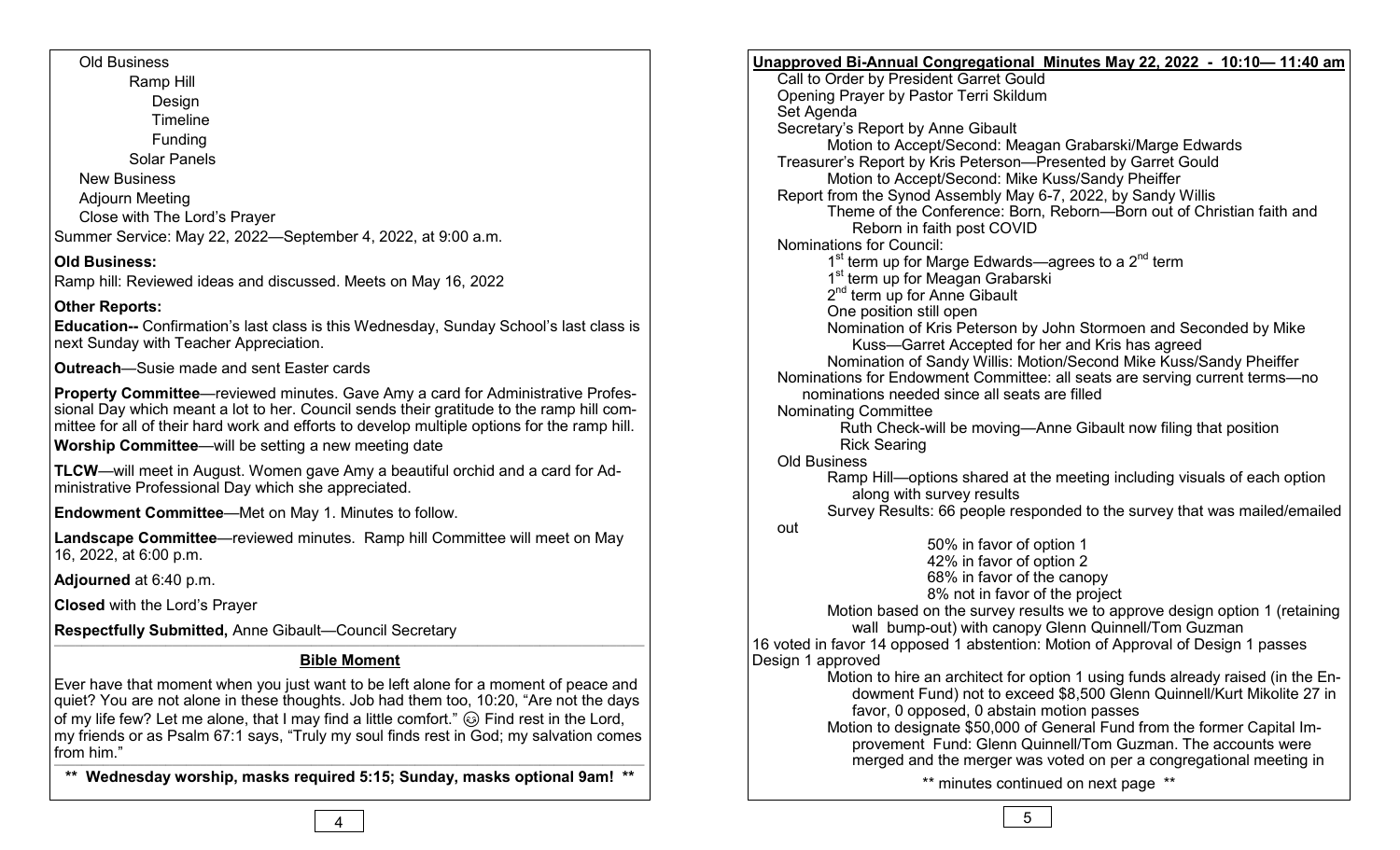- Old Business
  - Ramp Hill
    - Design
    - Timeline
    - Funding
  - Solar Panels
- New Business
- Adjourn Meeting
- Close with The Lord's Prayer

Summer Service: May 22, 2022—September 4, 2022, at 9:00 a.m.

**Old Business:**

Ramp hill: Reviewed ideas and discussed. Meets on May 16, 2022

**Other Reports:**

**Education--** Confirmation's last class is this Wednesday, Sunday School's last class is next Sunday with Teacher Appreciation.

**Outreach**—Susie made and sent Easter cards

**Property Committee**—reviewed minutes. Gave Amy a card for Administrative Professional Day which meant a lot to her. Council sends their gratitude to the ramp hill committee for all of their hard work and efforts to develop multiple options for the ramp hill.

**Worship Committee**—will be setting a new meeting date

**TLCW**—will meet in August. Women gave Amy a beautiful orchid and a card for Administrative Professional Day which she appreciated.

**Endowment Committee**—Met on May 1. Minutes to follow.

**Landscape Committee**—reviewed minutes. Ramp hill Committee will meet on May 16, 2022, at 6:00 p.m.

**Adjourned** at 6:40 p.m.

**Closed** with the Lord's Prayer

**Respectfully Submitted,** Anne Gibault—Council Secretary

## Bible Moment

Ever have that moment when you just want to be left alone for a moment of peace and quiet? You are not alone in these thoughts. Job had them too, 10:20, "Are not the days of my life few? Let me alone, that I may find a little comfort." ☺ Find rest in the Lord, my friends or as Psalm 67:1 says, "Truly my soul finds rest in God; my salvation comes from him."

**\*\* Wednesday worship, masks required 5:15; Sunday, masks optional 9am! \*\***

## Unapproved Bi-Annual Congregational Minutes May 22, 2022 - 10:10— 11:40 am

- Call to Order by President Garret Gould
- Opening Prayer by Pastor Terri Skildum
- Set Agenda
- Secretary's Report by Anne Gibault
  - Motion to Accept/Second: Meagan Grabarski/Marge Edwards
- Treasurer's Report by Kris Peterson—Presented by Garret Gould
  - Motion to Accept/Second: Mike Kuss/Sandy Pheiffer
- Report from the Synod Assembly May 6-7, 2022, by Sandy Willis
  - Theme of the Conference: Born, Reborn—Born out of Christian faith and Reborn in faith post COVID
- Nominations for Council:
  - 1st term up for Marge Edwards—agrees to a 2nd term
  - 1st term up for Meagan Grabarski
  - 2nd term up for Anne Gibault
  - One position still open
  - Nomination of Kris Peterson by John Stormoen and Seconded by Mike Kuss—Garret Accepted for her and Kris has agreed
  - Nomination of Sandy Willis: Motion/Second Mike Kuss/Sandy Pheiffer
- Nominations for Endowment Committee: all seats are serving current terms—no nominations needed since all seats are filled
- Nominating Committee
  - Ruth Check-will be moving—Anne Gibault now filing that position
  - Rick Searing
- Old Business
  - Ramp Hill—options shared at the meeting including visuals of each option along with survey results
  - Survey Results: 66 people responded to the survey that was mailed/emailed out
    - 50% in favor of option 1
    - 42% in favor of option 2
    - 68% in favor of the canopy
    - 8% not in favor of the project
  - Motion based on the survey results we to approve design option 1 (retaining wall bump-out) with canopy Glenn Quinnell/Tom Guzman

16 voted in favor 14 opposed 1 abstention: Motion of Approval of Design 1 passes
Design 1 approved

- Motion to hire an architect for option 1 using funds already raised (in the Endowment Fund) not to exceed $8,500 Glenn Quinnell/Kurt Mikolite 27 in favor, 0 opposed, 0 abstain motion passes
- Motion to designate $50,000 of General Fund from the former Capital Improvement Fund: Glenn Quinnell/Tom Guzman. The accounts were merged and the merger was voted on per a congregational meeting in

\*\* minutes continued on next page \*\*